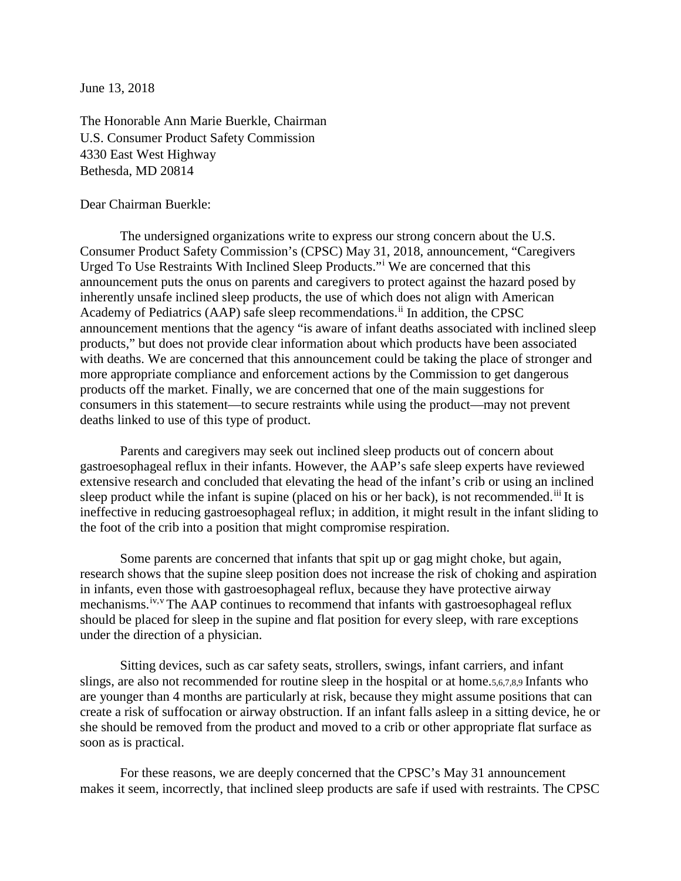June 13, 2018

The Honorable Ann Marie Buerkle, Chairman
U.S. Consumer Product Safety Commission
4330 East West Highway
Bethesda, MD 20814

Dear Chairman Buerkle:

The undersigned organizations write to express our strong concern about the U.S. Consumer Product Safety Commission's (CPSC) May 31, 2018, announcement, "Caregivers Urged To Use Restraints With Inclined Sleep Products."[i] We are concerned that this announcement puts the onus on parents and caregivers to protect against the hazard posed by inherently unsafe inclined sleep products, the use of which does not align with American Academy of Pediatrics (AAP) safe sleep recommendations.[ii] In addition, the CPSC announcement mentions that the agency "is aware of infant deaths associated with inclined sleep products," but does not provide clear information about which products have been associated with deaths. We are concerned that this announcement could be taking the place of stronger and more appropriate compliance and enforcement actions by the Commission to get dangerous products off the market. Finally, we are concerned that one of the main suggestions for consumers in this statement—to secure restraints while using the product—may not prevent deaths linked to use of this type of product.

Parents and caregivers may seek out inclined sleep products out of concern about gastroesophageal reflux in their infants. However, the AAP's safe sleep experts have reviewed extensive research and concluded that elevating the head of the infant's crib or using an inclined sleep product while the infant is supine (placed on his or her back), is not recommended.[iii] It is ineffective in reducing gastroesophageal reflux; in addition, it might result in the infant sliding to the foot of the crib into a position that might compromise respiration.

Some parents are concerned that infants that spit up or gag might choke, but again, research shows that the supine sleep position does not increase the risk of choking and aspiration in infants, even those with gastroesophageal reflux, because they have protective airway mechanisms.[iv,v] The AAP continues to recommend that infants with gastroesophageal reflux should be placed for sleep in the supine and flat position for every sleep, with rare exceptions under the direction of a physician.

Sitting devices, such as car safety seats, strollers, swings, infant carriers, and infant slings, are also not recommended for routine sleep in the hospital or at home.[5,6,7,8,9] Infants who are younger than 4 months are particularly at risk, because they might assume positions that can create a risk of suffocation or airway obstruction. If an infant falls asleep in a sitting device, he or she should be removed from the product and moved to a crib or other appropriate flat surface as soon as is practical.

For these reasons, we are deeply concerned that the CPSC's May 31 announcement makes it seem, incorrectly, that inclined sleep products are safe if used with restraints. The CPSC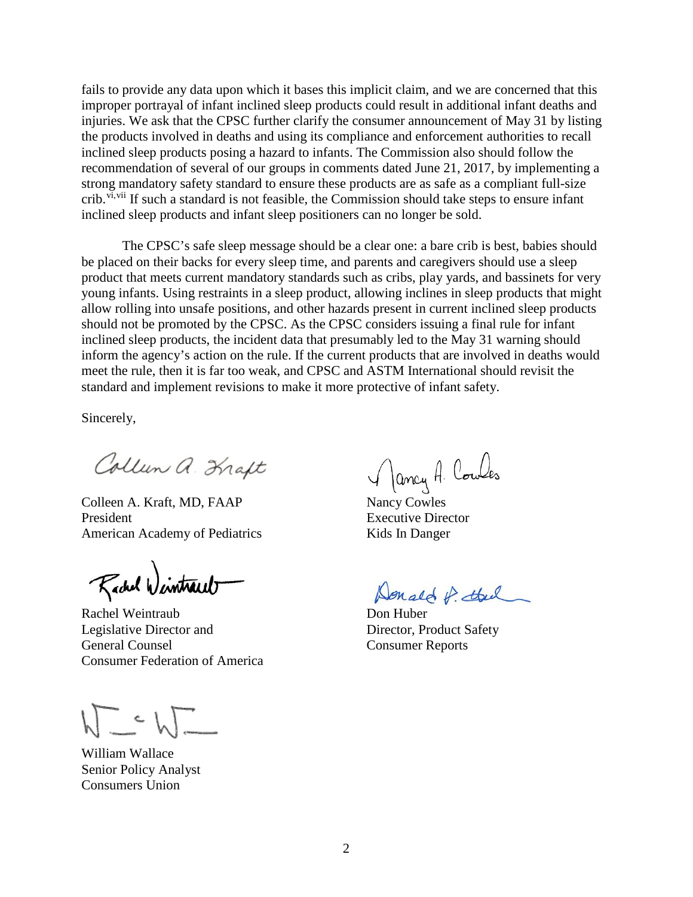fails to provide any data upon which it bases this implicit claim, and we are concerned that this improper portrayal of infant inclined sleep products could result in additional infant deaths and injuries. We ask that the CPSC further clarify the consumer announcement of May 31 by listing the products involved in deaths and using its compliance and enforcement authorities to recall inclined sleep products posing a hazard to infants. The Commission also should follow the recommendation of several of our groups in comments dated June 21, 2017, by implementing a strong mandatory safety standard to ensure these products are as safe as a compliant full-size crib.[vi,vii] If such a standard is not feasible, the Commission should take steps to ensure infant inclined sleep products and infant sleep positioners can no longer be sold.

The CPSC's safe sleep message should be a clear one: a bare crib is best, babies should be placed on their backs for every sleep time, and parents and caregivers should use a sleep product that meets current mandatory standards such as cribs, play yards, and bassinets for very young infants. Using restraints in a sleep product, allowing inclines in sleep products that might allow rolling into unsafe positions, and other hazards present in current inclined sleep products should not be promoted by the CPSC. As the CPSC considers issuing a final rule for infant inclined sleep products, the incident data that presumably led to the May 31 warning should inform the agency's action on the rule. If the current products that are involved in deaths would meet the rule, then it is far too weak, and CPSC and ASTM International should revisit the standard and implement revisions to make it more protective of infant safety.

Sincerely,

Colleen A. Kraft, MD, FAAP
President
American Academy of Pediatrics

Nancy Cowles
Executive Director
Kids In Danger

Rachel Weintraub
Legislative Director and
General Counsel
Consumer Federation of America

Don Huber
Director, Product Safety
Consumer Reports

William Wallace
Senior Policy Analyst
Consumers Union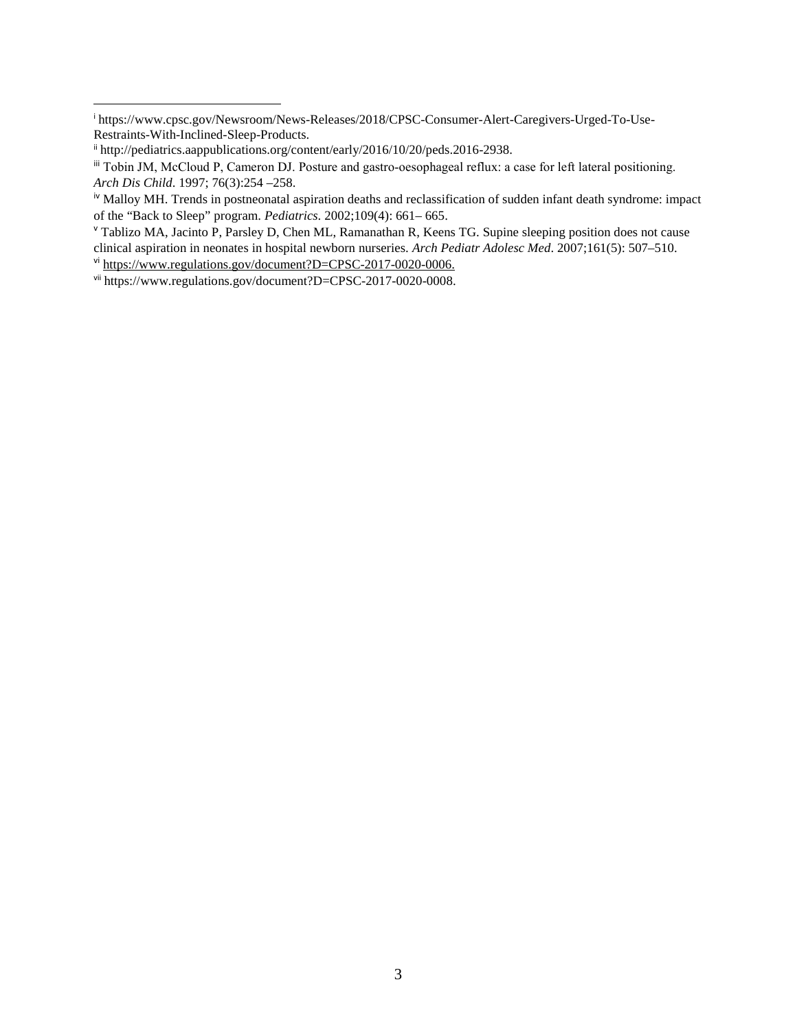[i] https://www.cpsc.gov/Newsroom/News-Releases/2018/CPSC-Consumer-Alert-Caregivers-Urged-To-Use-Restraints-With-Inclined-Sleep-Products.

[ii] http://pediatrics.aappublications.org/content/early/2016/10/20/peds.2016-2938.

[iii] Tobin JM, McCloud P, Cameron DJ. Posture and gastro-oesophageal reflux: a case for left lateral positioning. *Arch Dis Child*. 1997; 76(3):254 –258.

[iv] Malloy MH. Trends in postneonatal aspiration deaths and reclassification of sudden infant death syndrome: impact of the "Back to Sleep" program. *Pediatrics*. 2002;109(4): 661– 665.

[v] Tablizo MA, Jacinto P, Parsley D, Chen ML, Ramanathan R, Keens TG. Supine sleeping position does not cause clinical aspiration in neonates in hospital newborn nurseries. *Arch Pediatr Adolesc Med*. 2007;161(5): 507–510.

[vi] https://www.regulations.gov/document?D=CPSC-2017-0020-0006.

[vii] https://www.regulations.gov/document?D=CPSC-2017-0020-0008.